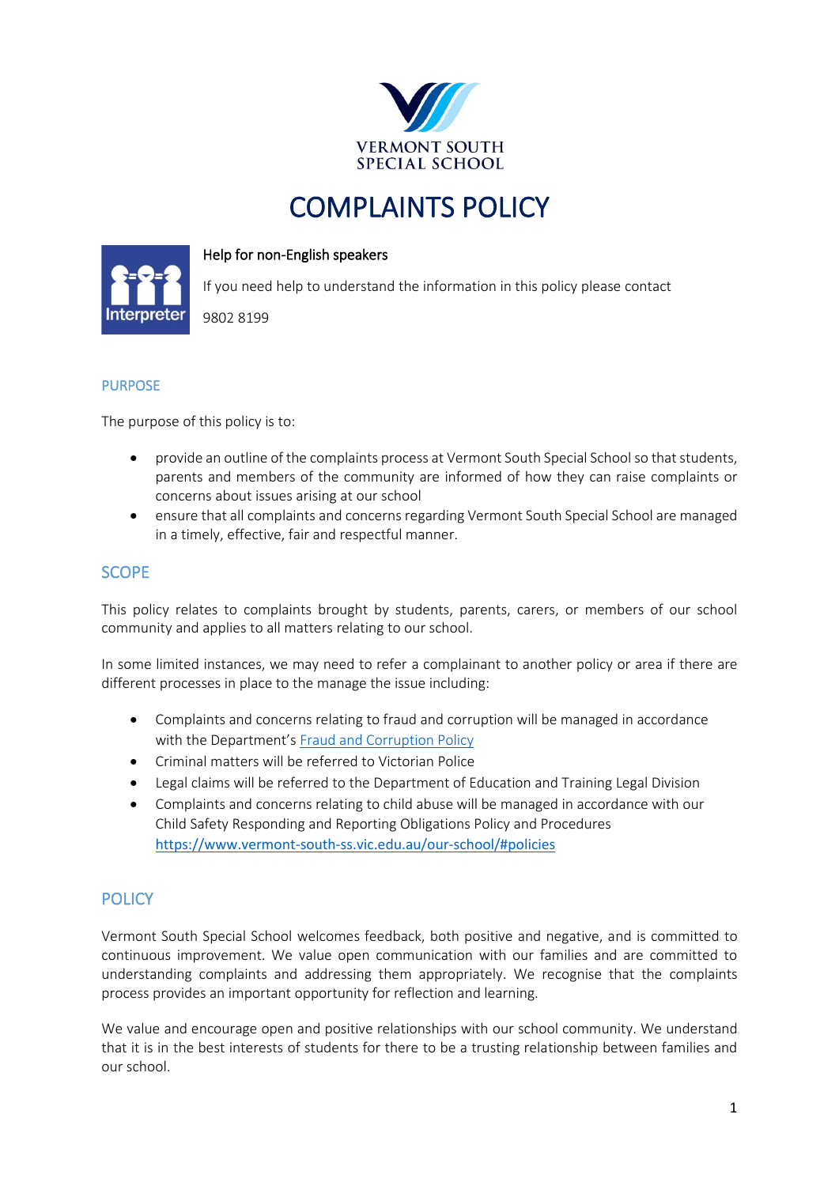VERMONT SOUTH
SPECIAL SCHOOL

# COMPLAINTS POLICY

Interpreter

**Help for non-English speakers**

If you need help to understand the information in this policy please contact

9802 8199

## PURPOSE

The purpose of this policy is to:

- provide an outline of the complaints process at Vermont South Special School so that students, parents and members of the community are informed of how they can raise complaints or concerns about issues arising at our school
- ensure that all complaints and concerns regarding Vermont South Special School are managed in a timely, effective, fair and respectful manner.

## SCOPE

This policy relates to complaints brought by students, parents, carers, or members of our school community and applies to all matters relating to our school.

In some limited instances, we may need to refer a complainant to another policy or area if there are different processes in place to the manage the issue including:

- Complaints and concerns relating to fraud and corruption will be managed in accordance with the Department's Fraud and Corruption Policy
- Criminal matters will be referred to Victorian Police
- Legal claims will be referred to the Department of Education and Training Legal Division
- Complaints and concerns relating to child abuse will be managed in accordance with our Child Safety Responding and Reporting Obligations Policy and Procedures https://www.vermont-south-ss.vic.edu.au/our-school/#policies

## POLICY

Vermont South Special School welcomes feedback, both positive and negative, and is committed to continuous improvement. We value open communication with our families and are committed to understanding complaints and addressing them appropriately. We recognise that the complaints process provides an important opportunity for reflection and learning.

We value and encourage open and positive relationships with our school community. We understand that it is in the best interests of students for there to be a trusting relationship between families and our school.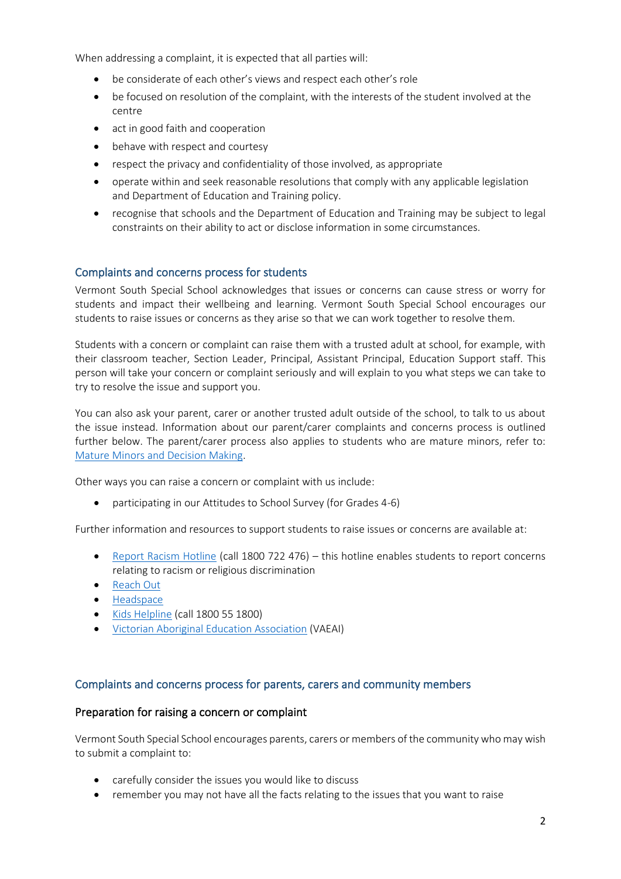When addressing a complaint, it is expected that all parties will:

- be considerate of each other's views and respect each other's role
- be focused on resolution of the complaint, with the interests of the student involved at the centre
- act in good faith and cooperation
- behave with respect and courtesy
- respect the privacy and confidentiality of those involved, as appropriate
- operate within and seek reasonable resolutions that comply with any applicable legislation and Department of Education and Training policy.
- recognise that schools and the Department of Education and Training may be subject to legal constraints on their ability to act or disclose information in some circumstances.

## Complaints and concerns process for students

Vermont South Special School acknowledges that issues or concerns can cause stress or worry for students and impact their wellbeing and learning. Vermont South Special School encourages our students to raise issues or concerns as they arise so that we can work together to resolve them.

Students with a concern or complaint can raise them with a trusted adult at school, for example, with their classroom teacher, Section Leader, Principal, Assistant Principal, Education Support staff. This person will take your concern or complaint seriously and will explain to you what steps we can take to try to resolve the issue and support you.

You can also ask your parent, carer or another trusted adult outside of the school, to talk to us about the issue instead. Information about our parent/carer complaints and concerns process is outlined further below. The parent/carer process also applies to students who are mature minors, refer to: Mature Minors and Decision Making.

Other ways you can raise a concern or complaint with us include:

- participating in our Attitudes to School Survey (for Grades 4-6)

Further information and resources to support students to raise issues or concerns are available at:

- Report Racism Hotline (call 1800 722 476) – this hotline enables students to report concerns relating to racism or religious discrimination
- Reach Out
- Headspace
- Kids Helpline (call 1800 55 1800)
- Victorian Aboriginal Education Association (VAEAI)

## Complaints and concerns process for parents, carers and community members

### Preparation for raising a concern or complaint

Vermont South Special School encourages parents, carers or members of the community who may wish to submit a complaint to:

- carefully consider the issues you would like to discuss
- remember you may not have all the facts relating to the issues that you want to raise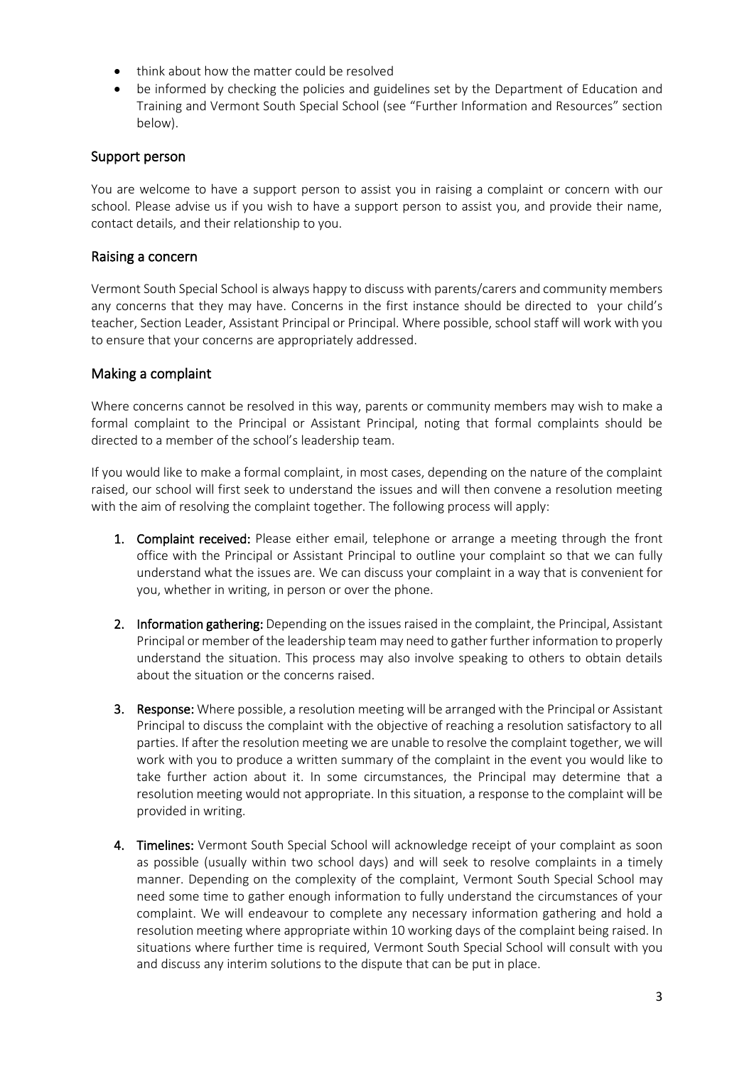- think about how the matter could be resolved
- be informed by checking the policies and guidelines set by the Department of Education and Training and Vermont South Special School (see "Further Information and Resources" section below).

## Support person

You are welcome to have a support person to assist you in raising a complaint or concern with our school. Please advise us if you wish to have a support person to assist you, and provide their name, contact details, and their relationship to you.

## Raising a concern

Vermont South Special School is always happy to discuss with parents/carers and community members any concerns that they may have. Concerns in the first instance should be directed to your child's teacher, Section Leader, Assistant Principal or Principal. Where possible, school staff will work with you to ensure that your concerns are appropriately addressed.

## Making a complaint

Where concerns cannot be resolved in this way, parents or community members may wish to make a formal complaint to the Principal or Assistant Principal, noting that formal complaints should be directed to a member of the school's leadership team.

If you would like to make a formal complaint, in most cases, depending on the nature of the complaint raised, our school will first seek to understand the issues and will then convene a resolution meeting with the aim of resolving the complaint together. The following process will apply:

1. **Complaint received:** Please either email, telephone or arrange a meeting through the front office with the Principal or Assistant Principal to outline your complaint so that we can fully understand what the issues are. We can discuss your complaint in a way that is convenient for you, whether in writing, in person or over the phone.

2. **Information gathering:** Depending on the issues raised in the complaint, the Principal, Assistant Principal or member of the leadership team may need to gather further information to properly understand the situation. This process may also involve speaking to others to obtain details about the situation or the concerns raised.

3. **Response:** Where possible, a resolution meeting will be arranged with the Principal or Assistant Principal to discuss the complaint with the objective of reaching a resolution satisfactory to all parties. If after the resolution meeting we are unable to resolve the complaint together, we will work with you to produce a written summary of the complaint in the event you would like to take further action about it. In some circumstances, the Principal may determine that a resolution meeting would not appropriate. In this situation, a response to the complaint will be provided in writing.

4. **Timelines:** Vermont South Special School will acknowledge receipt of your complaint as soon as possible (usually within two school days) and will seek to resolve complaints in a timely manner. Depending on the complexity of the complaint, Vermont South Special School may need some time to gather enough information to fully understand the circumstances of your complaint. We will endeavour to complete any necessary information gathering and hold a resolution meeting where appropriate within 10 working days of the complaint being raised. In situations where further time is required, Vermont South Special School will consult with you and discuss any interim solutions to the dispute that can be put in place.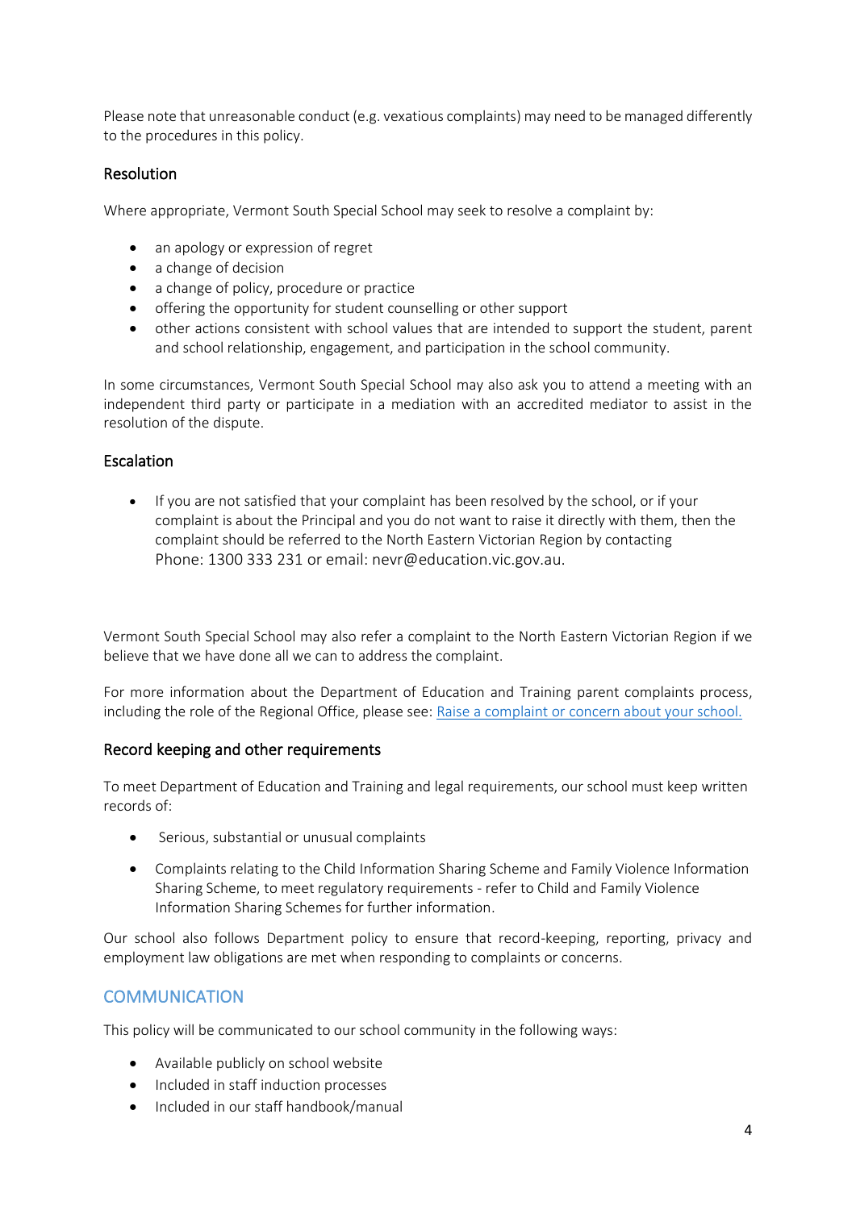Please note that unreasonable conduct (e.g. vexatious complaints) may need to be managed differently to the procedures in this policy.

### Resolution

Where appropriate, Vermont South Special School may seek to resolve a complaint by:

- an apology or expression of regret
- a change of decision
- a change of policy, procedure or practice
- offering the opportunity for student counselling or other support
- other actions consistent with school values that are intended to support the student, parent and school relationship, engagement, and participation in the school community.

In some circumstances, Vermont South Special School may also ask you to attend a meeting with an independent third party or participate in a mediation with an accredited mediator to assist in the resolution of the dispute.

### Escalation

- If you are not satisfied that your complaint has been resolved by the school, or if your complaint is about the Principal and you do not want to raise it directly with them, then the complaint should be referred to the North Eastern Victorian Region by contacting Phone: 1300 333 231 or email: nevr@education.vic.gov.au.

Vermont South Special School may also refer a complaint to the North Eastern Victorian Region if we believe that we have done all we can to address the complaint.

For more information about the Department of Education and Training parent complaints process, including the role of the Regional Office, please see: [Raise a complaint or concern about your school.]()

### Record keeping and other requirements

To meet Department of Education and Training and legal requirements, our school must keep written records of:

- Serious, substantial or unusual complaints
- Complaints relating to the Child Information Sharing Scheme and Family Violence Information Sharing Scheme, to meet regulatory requirements - refer to Child and Family Violence Information Sharing Schemes for further information.

Our school also follows Department policy to ensure that record-keeping, reporting, privacy and employment law obligations are met when responding to complaints or concerns.

## COMMUNICATION

This policy will be communicated to our school community in the following ways:

- Available publicly on school website
- Included in staff induction processes
- Included in our staff handbook/manual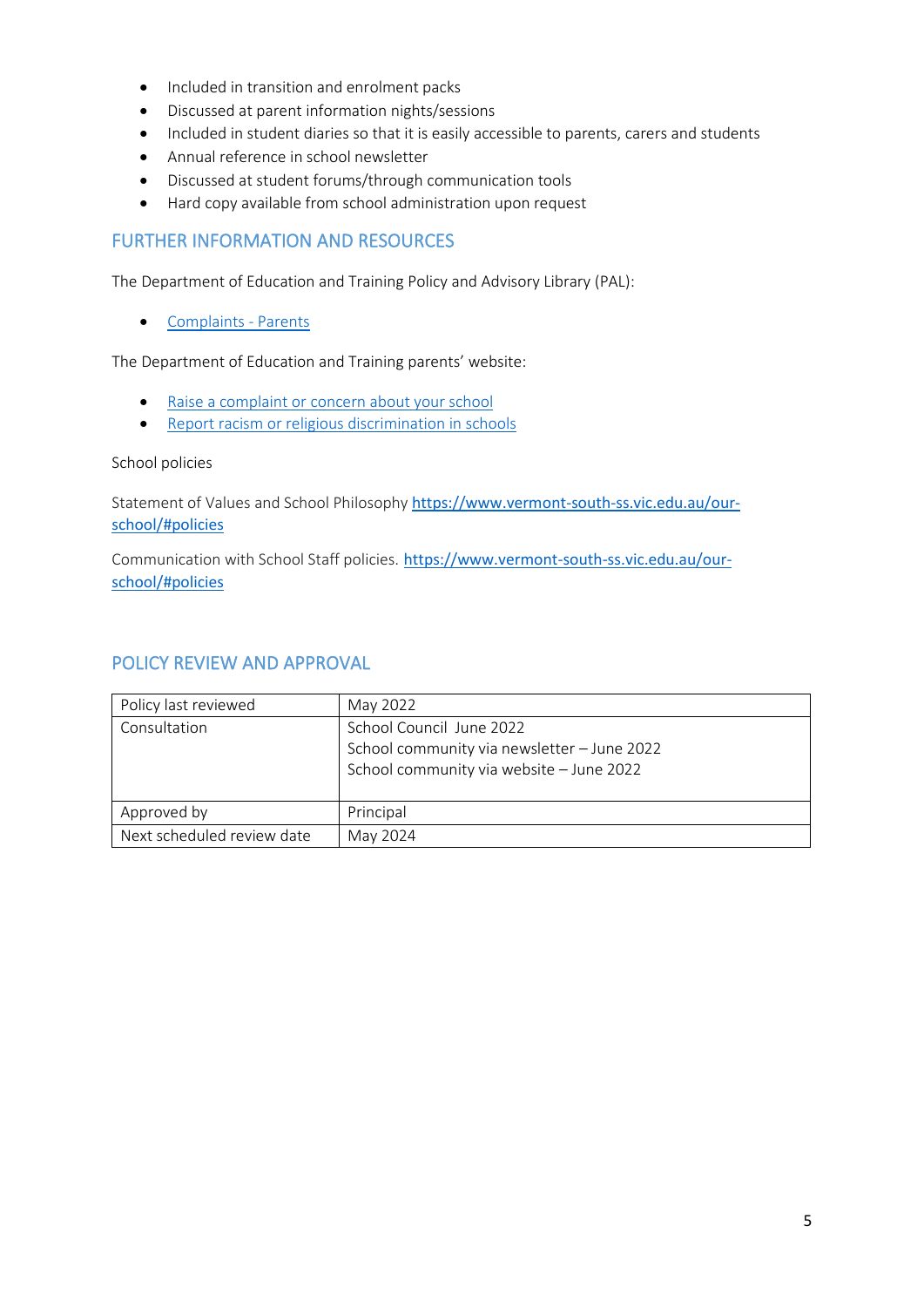- Included in transition and enrolment packs
- Discussed at parent information nights/sessions
- Included in student diaries so that it is easily accessible to parents, carers and students
- Annual reference in school newsletter
- Discussed at student forums/through communication tools
- Hard copy available from school administration upon request

## FURTHER INFORMATION AND RESOURCES

The Department of Education and Training Policy and Advisory Library (PAL):

- Complaints - Parents

The Department of Education and Training parents' website:

- Raise a complaint or concern about your school
- Report racism or religious discrimination in schools

School policies

Statement of Values and School Philosophy https://www.vermont-south-ss.vic.edu.au/our-school/#policies

Communication with School Staff policies. https://www.vermont-south-ss.vic.edu.au/our-school/#policies

## POLICY REVIEW AND APPROVAL

| | |
|---|---|
| Policy last reviewed | May 2022 |
| Consultation | School Council June 2022<br>School community via newsletter – June 2022<br>School community via website – June 2022 |
| Approved by | Principal |
| Next scheduled review date | May 2024 |